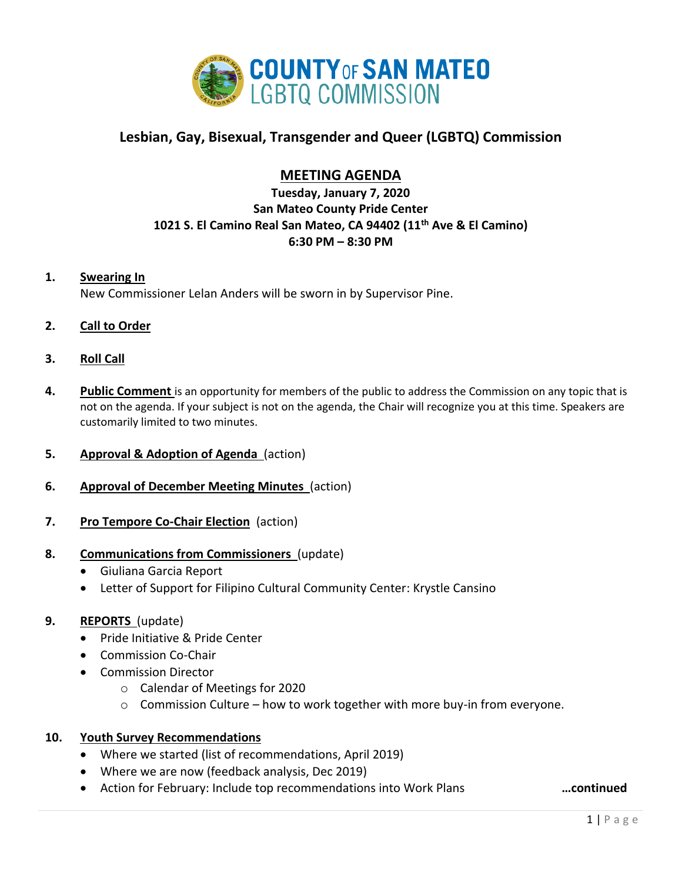# COUNTY OF SAN MATEO LGBTQ COMMISSION

## Lesbian, Gay, Bisexual, Transgender and Queer (LGBTQ) Commission

## MEETING AGENDA

**Tuesday, January 7, 2020**
**San Mateo County Pride Center**
**1021 S. El Camino Real San Mateo, CA 94402 (11th Ave & El Camino)**
**6:30 PM – 8:30 PM**

1. **Swearing In**
   New Commissioner Lelan Anders will be sworn in by Supervisor Pine.

2. **Call to Order**

3. **Roll Call**

4. **Public Comment** is an opportunity for members of the public to address the Commission on any topic that is not on the agenda. If your subject is not on the agenda, the Chair will recognize you at this time. Speakers are customarily limited to two minutes.

5. **Approval & Adoption of Agenda** (action)

6. **Approval of December Meeting Minutes** (action)

7. **Pro Tempore Co-Chair Election** (action)

8. **Communications from Commissioners** (update)
   - Giuliana Garcia Report
   - Letter of Support for Filipino Cultural Community Center: Krystle Cansino

9. **REPORTS** (update)
   - Pride Initiative & Pride Center
   - Commission Co-Chair
   - Commission Director
     - Calendar of Meetings for 2020
     - Commission Culture – how to work together with more buy-in from everyone.

10. **Youth Survey Recommendations**
    - Where we started (list of recommendations, April 2019)
    - Where we are now (feedback analysis, Dec 2019)
    - Action for February: Include top recommendations into Work Plans

**…continued**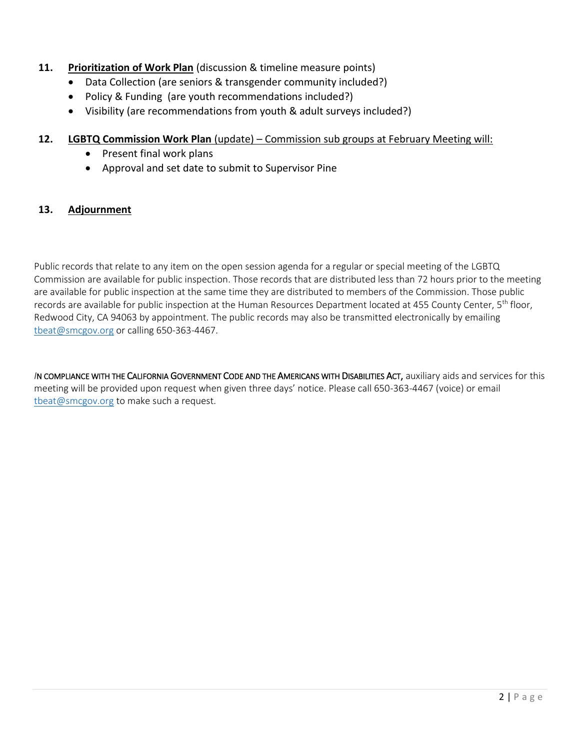**11. Prioritization of Work Plan** (discussion & timeline measure points)

- Data Collection (are seniors & transgender community included?)
- Policy & Funding (are youth recommendations included?)
- Visibility (are recommendations from youth & adult surveys included?)

**12. LGBTQ Commission Work Plan** (update) – Commission sub groups at February Meeting will:

- Present final work plans
- Approval and set date to submit to Supervisor Pine

**13. Adjournment**

Public records that relate to any item on the open session agenda for a regular or special meeting of the LGBTQ Commission are available for public inspection. Those records that are distributed less than 72 hours prior to the meeting are available for public inspection at the same time they are distributed to members of the Commission. Those public records are available for public inspection at the Human Resources Department located at 455 County Center, 5th floor, Redwood City, CA 94063 by appointment. The public records may also be transmitted electronically by emailing tbeat@smcgov.org or calling 650-363-4467.

IN COMPLIANCE WITH THE CALIFORNIA GOVERNMENT CODE AND THE AMERICANS WITH DISABILITIES ACT, auxiliary aids and services for this meeting will be provided upon request when given three days' notice. Please call 650-363-4467 (voice) or email tbeat@smcgov.org to make such a request.